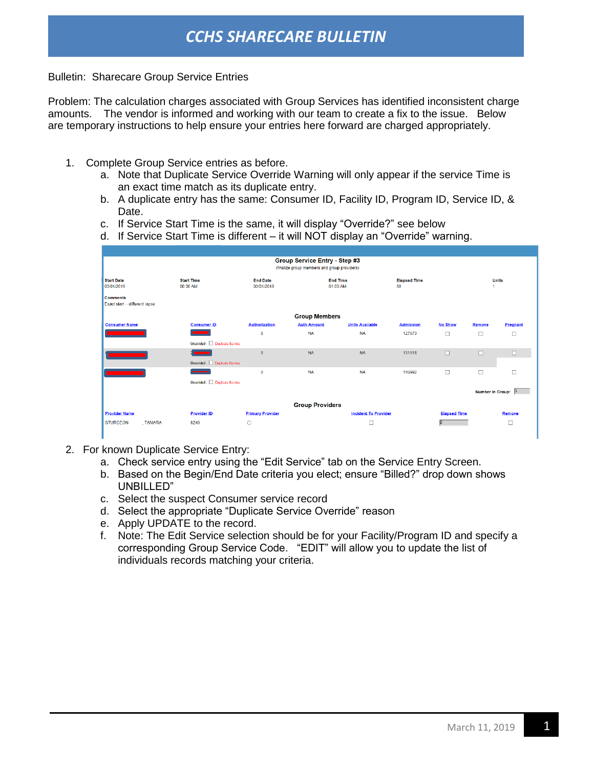# CCHS SHARECARE BULLETIN

Bulletin: Sharecare Group Service Entries

Problem: The calculation charges associated with Group Services has identified inconsistent charge amounts. The vendor is informed and working with our team to create a fix to the issue. Below are temporary instructions to help ensure your entries here forward are charged appropriately.

1. Complete Group Service entries as before.
   a. Note that Duplicate Service Override Warning will only appear if the service Time is an exact time match as its duplicate entry.
   b. A duplicate entry has the same: Consumer ID, Facility ID, Program ID, Service ID, & Date.
   c. If Service Start Time is the same, it will display "Override?" see below
   d. If Service Start Time is different – it will NOT display an "Override" warning.

**Group Service Entry - Step #3**
(finalize group members and group providers)

| Start Date | Start Time | End Date | End Time | Elapsed Time | Units |
|---|---|---|---|---|---|
| 03/01/2019 | 00:00 AM | 03/01/2019 | 01:00 AM | 60 | 1 |

Comments
Exact start – different lapse

**Group Members**

| Consumer Name | Consumer ID | Authorization | Auth Amount | Units Available | Admission | No Show | Remove | Pregnant |
|---|---|---|---|---|---|---|---|---|
| | | 0 | NA | NA | 127673 | ☐ | ☐ | ☐ |
| | Override? ☐ Duplicate Service | | | | | | | |
| | | 0 | NA | NA | 131818 | ☐ | ☐ | ☐ |
| | Override? ☐ Duplicate Service | | | | | | | |
| | | 0 | NA | NA | 146992 | ☐ | ☐ | ☐ |
| | Override? ☐ Duplicate Service | | | | | | | |

Number in Group: 3

**Group Providers**

| Provider Name | Provider ID | Primary Provider | Incident To Provider | Elapsed Time | Remove |
|---|---|---|---|---|---|
| STURGEON , TAMARA | 8249 | ○ | ☐ | 0 | ☐ |

2. For known Duplicate Service Entry:
   a. Check service entry using the "Edit Service" tab on the Service Entry Screen.
   b. Based on the Begin/End Date criteria you elect; ensure "Billed?" drop down shows UNBILLED"
   c. Select the suspect Consumer service record
   d. Select the appropriate "Duplicate Service Override" reason
   e. Apply UPDATE to the record.
   f. Note: The Edit Service selection should be for your Facility/Program ID and specify a corresponding Group Service Code. "EDIT" will allow you to update the list of individuals records matching your criteria.

March 11, 2019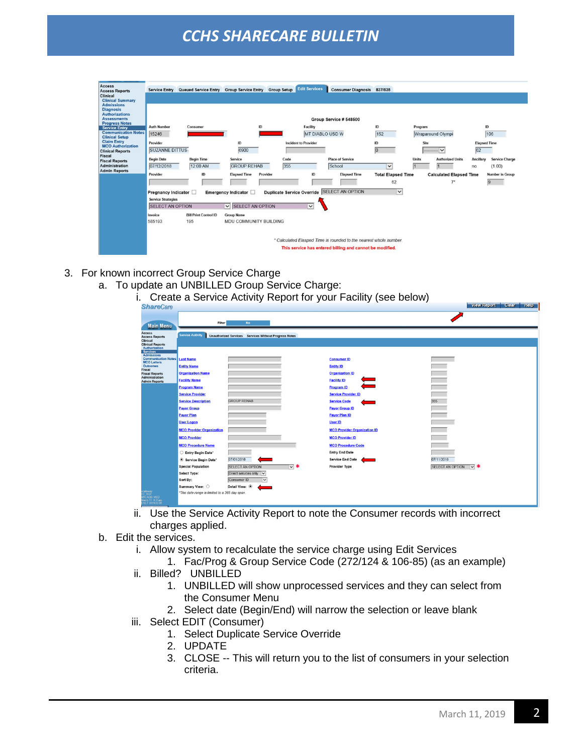3. For known incorrect Group Service Charge
   a. To update an UNBILLED Group Service Charge:
      i. Create a Service Activity Report for your Facility (see below)
      ii. Use the Service Activity Report to note the Consumer records with incorrect charges applied.
   b. Edit the services.
      i. Allow system to recalculate the service charge using Edit Services
         1. Fac/Prog & Group Service Code (272/124 & 106-85) (as an example)
      ii. Billed? UNBILLED
         1. UNBILLED will show unprocessed services and they can select from the Consumer Menu
         2. Select date (Begin/End) will narrow the selection or leave blank
      iii. Select EDIT (Consumer)
         1. Select Duplicate Service Override
         2. UPDATE
         3. CLOSE -- This will return you to the list of consumers in your selection criteria.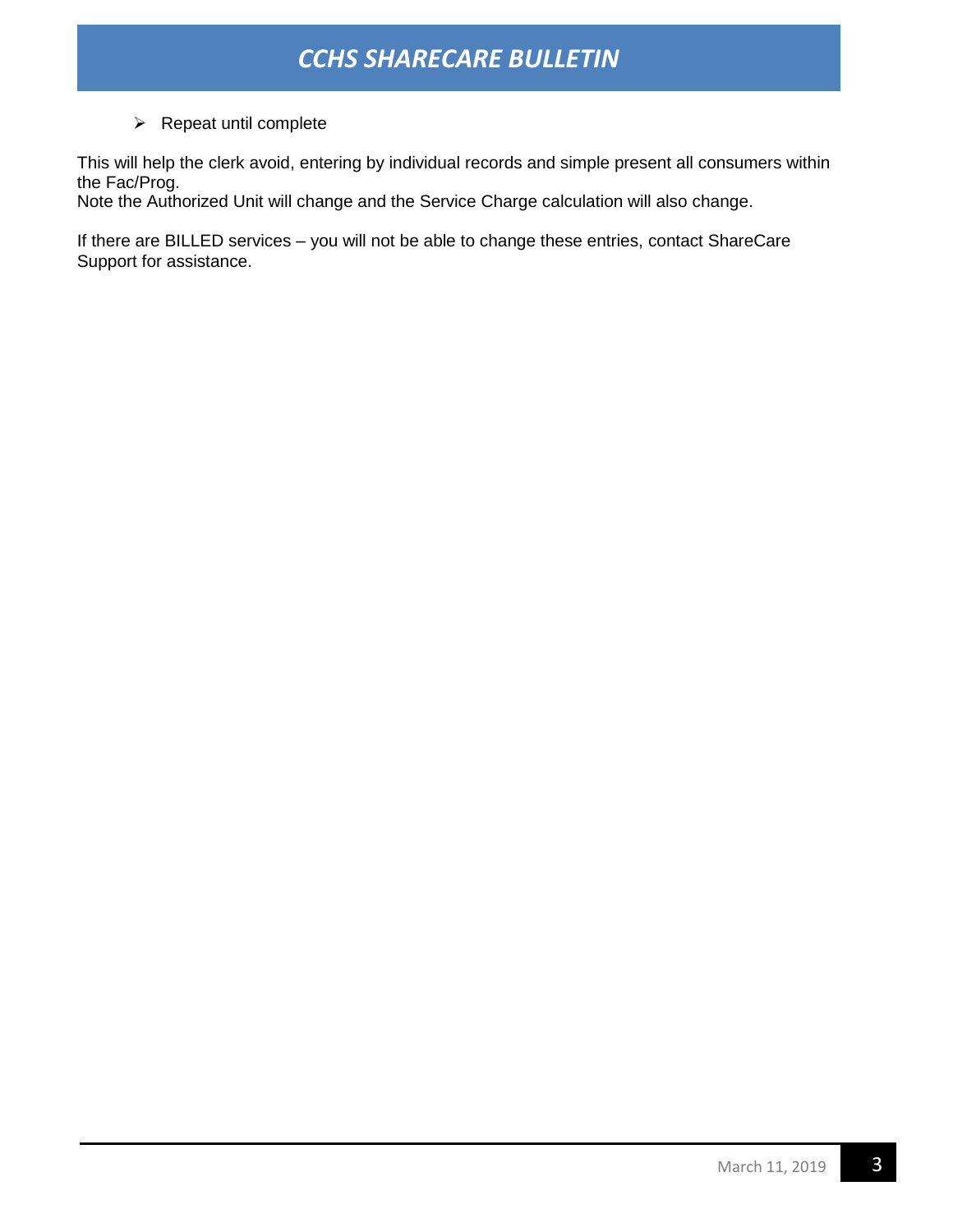- Repeat until complete

This will help the clerk avoid, entering by individual records and simple present all consumers within the Fac/Prog.
Note the Authorized Unit will change and the Service Charge calculation will also change.

If there are BILLED services – you will not be able to change these entries, contact ShareCare Support for assistance.